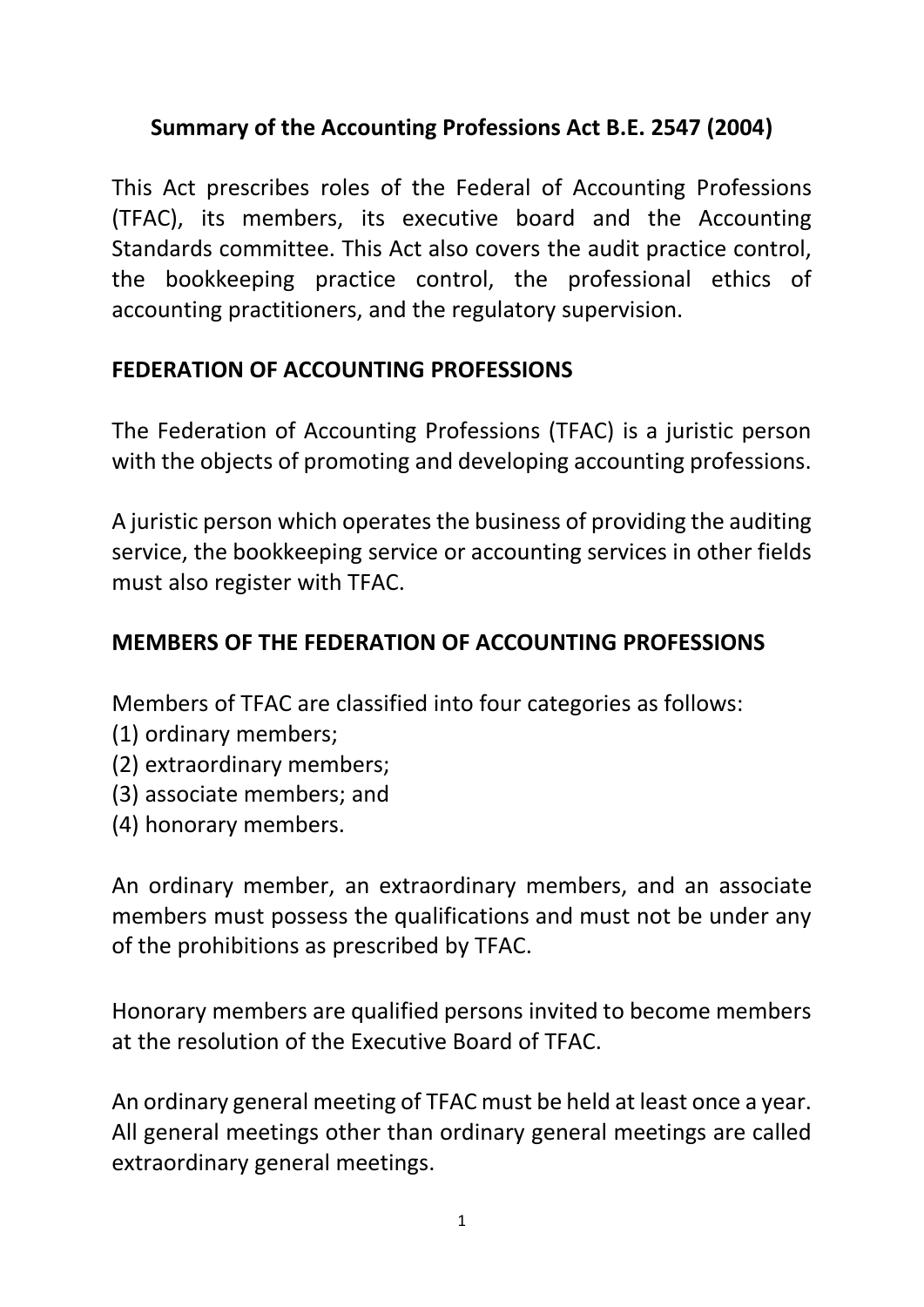# Summary of the Accounting Professions Act B.E. 2547 (2004)

This Act prescribes roles of the Federal of Accounting Professions (TFAC), its members, its executive board and the Accounting Standards committee. This Act also covers the audit practice control, the bookkeeping practice control, the professional ethics of accounting practitioners, and the regulatory supervision.

## FEDERATION OF ACCOUNTING PROFESSIONS

The Federation of Accounting Professions (TFAC) is a juristic person with the objects of promoting and developing accounting professions.

A juristic person which operates the business of providing the auditing service, the bookkeeping service or accounting services in other fields must also register with TFAC.

## MEMBERS OF THE FEDERATION OF ACCOUNTING PROFESSIONS

Members of TFAC are classified into four categories as follows:
(1) ordinary members;
(2) extraordinary members;
(3) associate members; and
(4) honorary members.

An ordinary member, an extraordinary members, and an associate members must possess the qualifications and must not be under any of the prohibitions as prescribed by TFAC.

Honorary members are qualified persons invited to become members at the resolution of the Executive Board of TFAC.

An ordinary general meeting of TFAC must be held at least once a year. All general meetings other than ordinary general meetings are called extraordinary general meetings.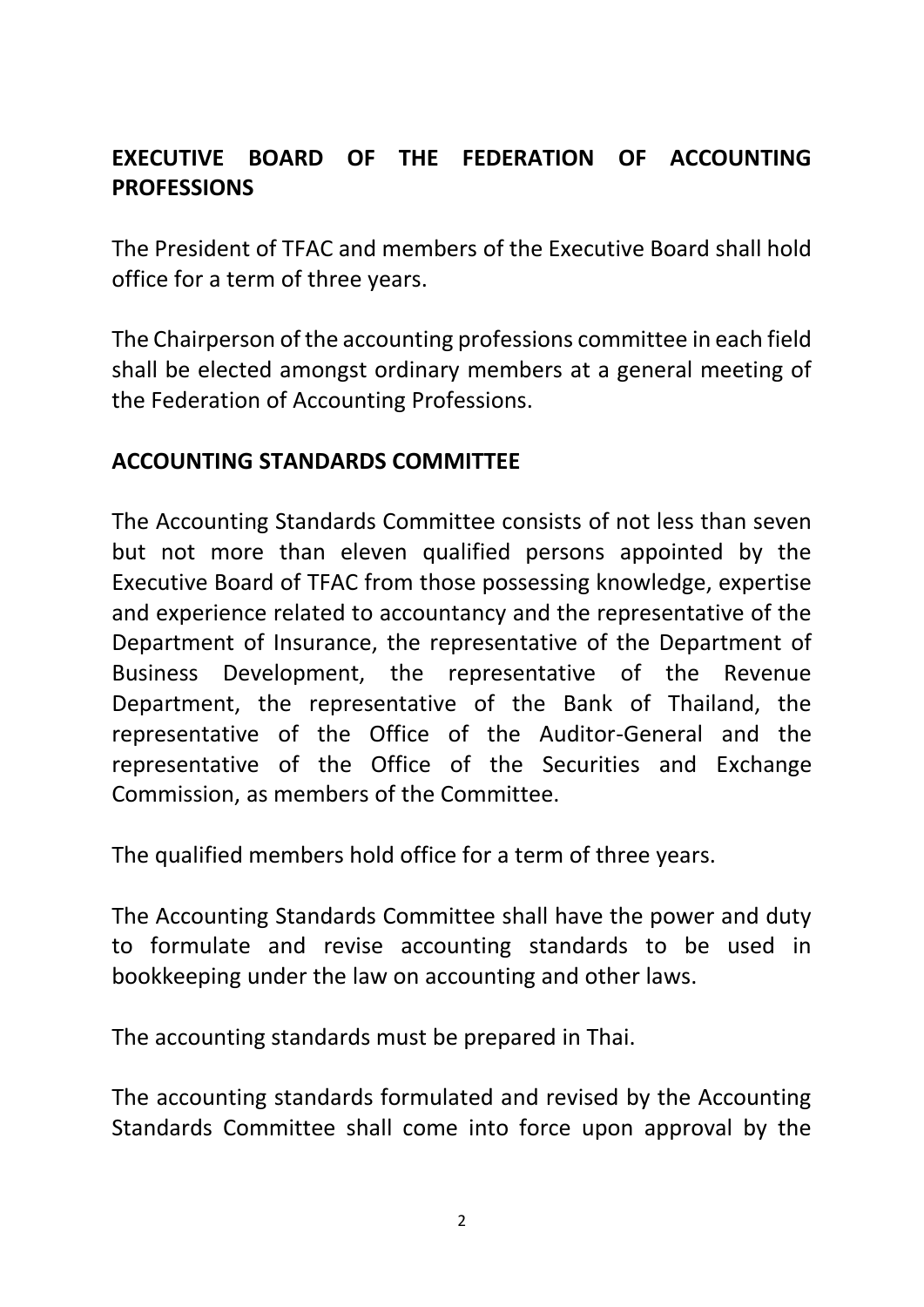**EXECUTIVE BOARD OF THE FEDERATION OF ACCOUNTING PROFESSIONS**

The President of TFAC and members of the Executive Board shall hold office for a term of three years.

The Chairperson of the accounting professions committee in each field shall be elected amongst ordinary members at a general meeting of the Federation of Accounting Professions.

**ACCOUNTING STANDARDS COMMITTEE**

The Accounting Standards Committee consists of not less than seven but not more than eleven qualified persons appointed by the Executive Board of TFAC from those possessing knowledge, expertise and experience related to accountancy and the representative of the Department of Insurance, the representative of the Department of Business Development, the representative of the Revenue Department, the representative of the Bank of Thailand, the representative of the Office of the Auditor-General and the representative of the Office of the Securities and Exchange Commission, as members of the Committee.

The qualified members hold office for a term of three years.

The Accounting Standards Committee shall have the power and duty to formulate and revise accounting standards to be used in bookkeeping under the law on accounting and other laws.

The accounting standards must be prepared in Thai.

The accounting standards formulated and revised by the Accounting Standards Committee shall come into force upon approval by the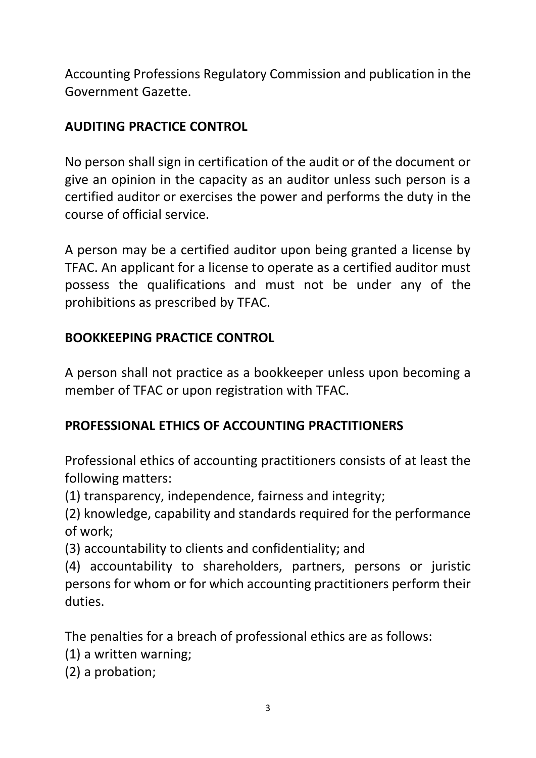Accounting Professions Regulatory Commission and publication in the Government Gazette.

## AUDITING PRACTICE CONTROL

No person shall sign in certification of the audit or of the document or give an opinion in the capacity as an auditor unless such person is a certified auditor or exercises the power and performs the duty in the course of official service.

A person may be a certified auditor upon being granted a license by TFAC. An applicant for a license to operate as a certified auditor must possess the qualifications and must not be under any of the prohibitions as prescribed by TFAC.

## BOOKKEEPING PRACTICE CONTROL

A person shall not practice as a bookkeeper unless upon becoming a member of TFAC or upon registration with TFAC.

## PROFESSIONAL ETHICS OF ACCOUNTING PRACTITIONERS

Professional ethics of accounting practitioners consists of at least the following matters:

(1) transparency, independence, fairness and integrity;

(2) knowledge, capability and standards required for the performance of work;

(3) accountability to clients and confidentiality; and

(4) accountability to shareholders, partners, persons or juristic persons for whom or for which accounting practitioners perform their duties.

The penalties for a breach of professional ethics are as follows:

(1) a written warning;

(2) a probation;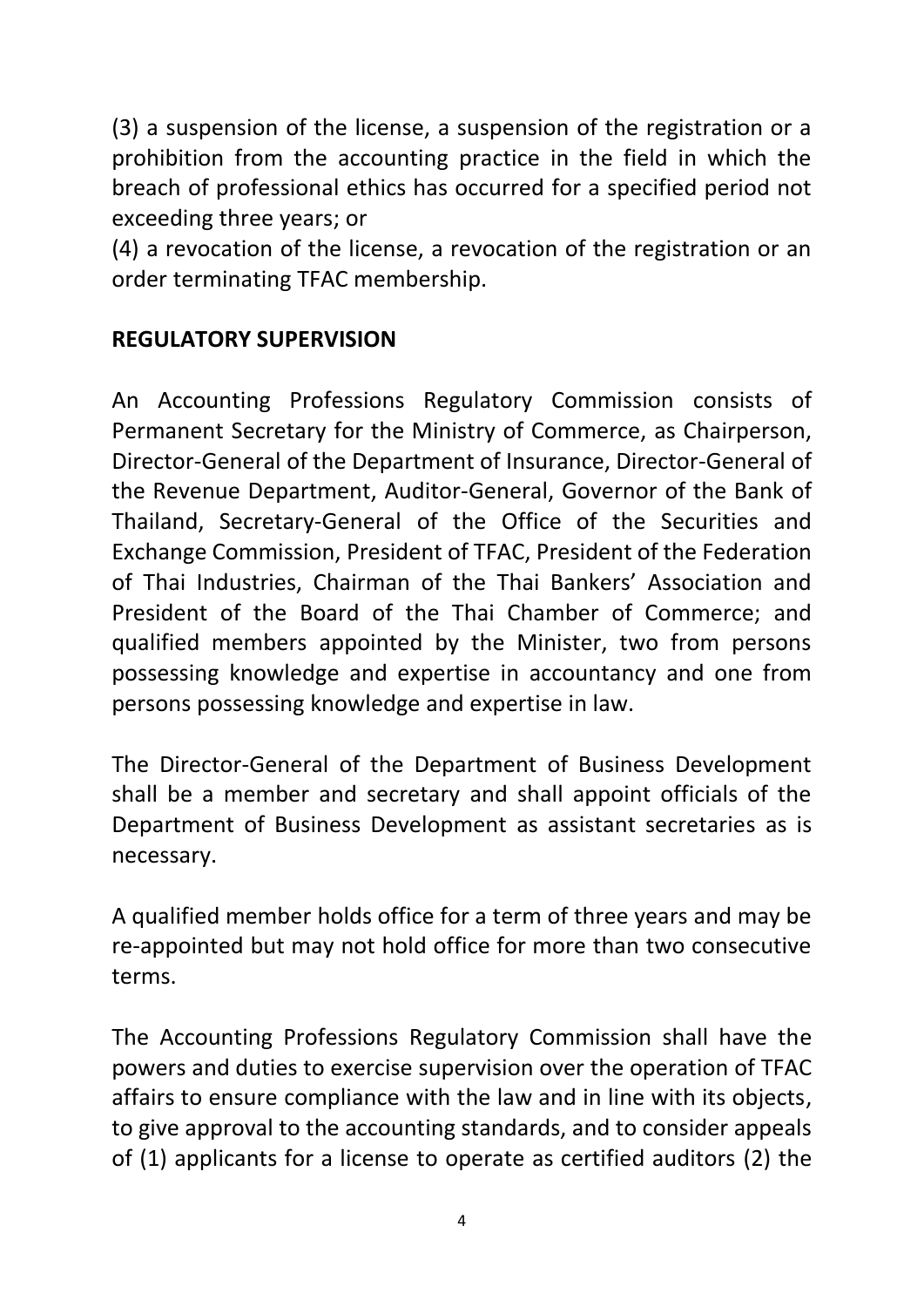(3) a suspension of the license, a suspension of the registration or a prohibition from the accounting practice in the field in which the breach of professional ethics has occurred for a specified period not exceeding three years; or

(4) a revocation of the license, a revocation of the registration or an order terminating TFAC membership.

## REGULATORY SUPERVISION

An Accounting Professions Regulatory Commission consists of Permanent Secretary for the Ministry of Commerce, as Chairperson, Director-General of the Department of Insurance, Director-General of the Revenue Department, Auditor-General, Governor of the Bank of Thailand, Secretary-General of the Office of the Securities and Exchange Commission, President of TFAC, President of the Federation of Thai Industries, Chairman of the Thai Bankers' Association and President of the Board of the Thai Chamber of Commerce; and qualified members appointed by the Minister, two from persons possessing knowledge and expertise in accountancy and one from persons possessing knowledge and expertise in law.

The Director-General of the Department of Business Development shall be a member and secretary and shall appoint officials of the Department of Business Development as assistant secretaries as is necessary.

A qualified member holds office for a term of three years and may be re-appointed but may not hold office for more than two consecutive terms.

The Accounting Professions Regulatory Commission shall have the powers and duties to exercise supervision over the operation of TFAC affairs to ensure compliance with the law and in line with its objects, to give approval to the accounting standards, and to consider appeals of (1) applicants for a license to operate as certified auditors (2) the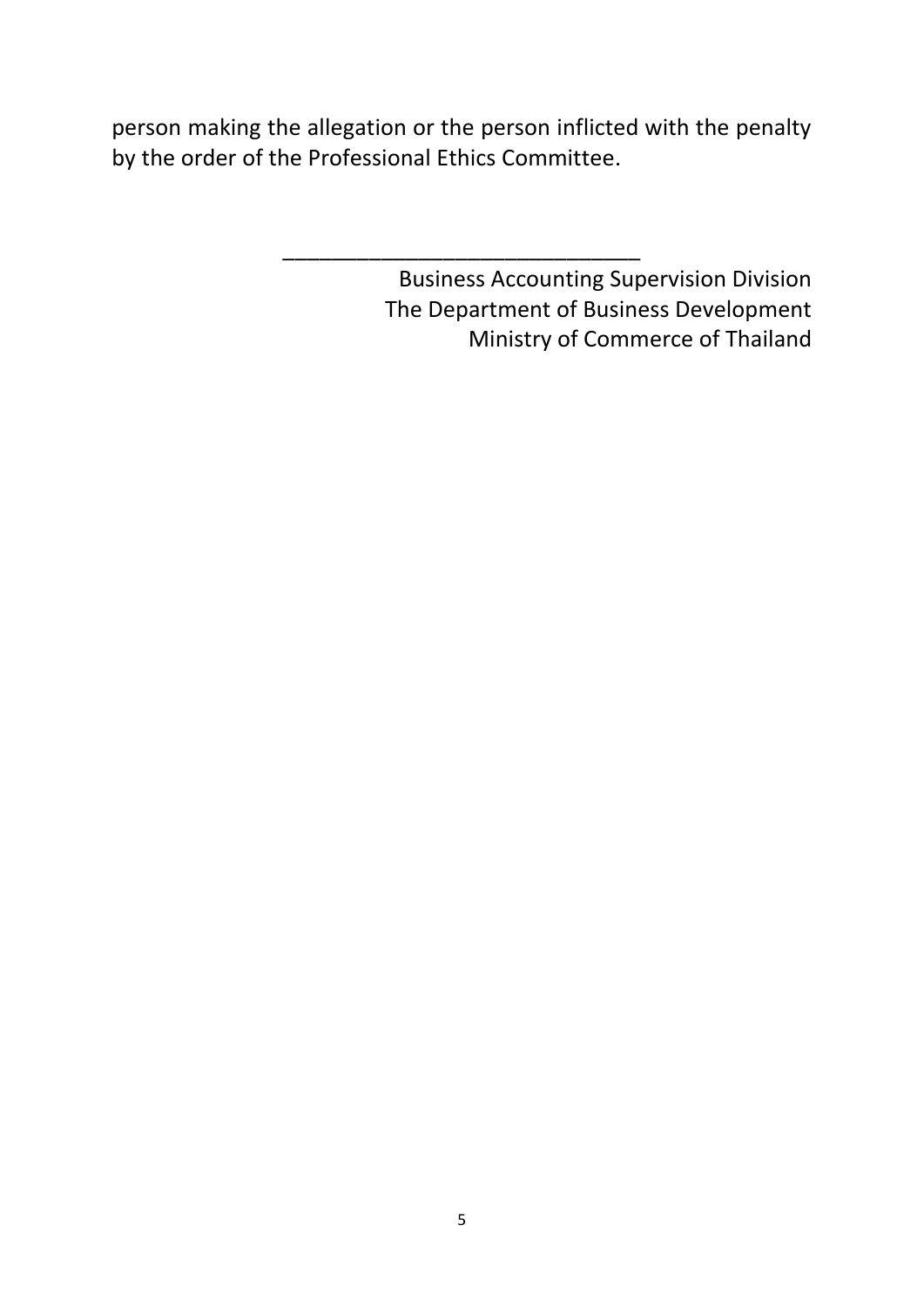person making the allegation or the person inflicted with the penalty by the order of the Professional Ethics Committee.

\_\_\_\_\_\_\_\_\_\_\_\_\_\_\_\_\_\_\_\_\_\_\_\_\_\_\_\_\_\_

Business Accounting Supervision Division
The Department of Business Development
Ministry of Commerce of Thailand